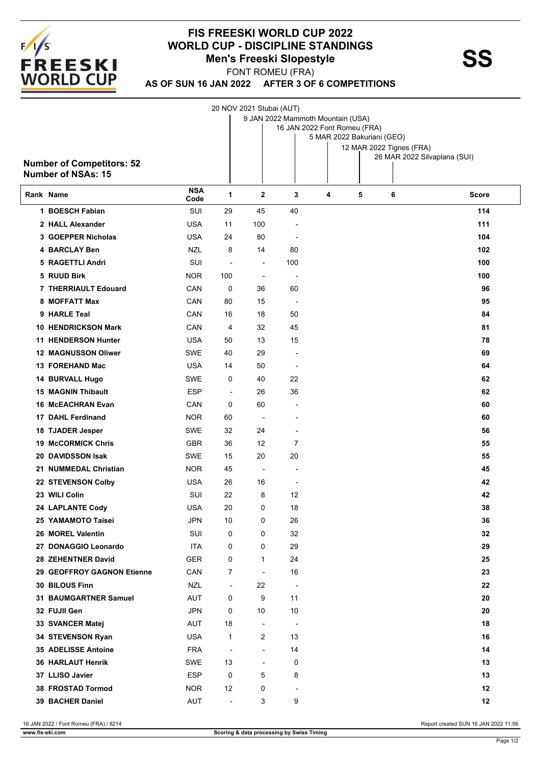# FIS FREESKI WORLD CUP 2022
## WORLD CUP - DISCIPLINE STANDINGS
### Men's Freeski Slopestyle

**SS**

FONT ROMEU (FRA)

**AS OF SUN 16 JAN 2022 AFTER 3 OF 6 COMPETITIONS**

1. 20 NOV 2021 Stubai (AUT)
2. 9 JAN 2022 Mammoth Mountain (USA)
3. 16 JAN 2022 Font Romeu (FRA)
4. 5 MAR 2022 Bakuriani (GEO)
5. 12 MAR 2022 Tignes (FRA)
6. 26 MAR 2022 Silvaplana (SUI)

**Number of Competitors: 52**
**Number of NSAs: 15**

| Rank | Name | NSA Code | 1 | 2 | 3 | 4 | 5 | 6 | Score |
|---|---|---|---|---|---|---|---|---|---|
| 1 | BOESCH Fabian | SUI | 29 | 45 | 40 | | | | 114 |
| 2 | HALL Alexander | USA | 11 | 100 | - | | | | 111 |
| 3 | GOEPPER Nicholas | USA | 24 | 80 | - | | | | 104 |
| 4 | BARCLAY Ben | NZL | 8 | 14 | 80 | | | | 102 |
| 5 | RAGETTLI Andri | SUI | - | - | 100 | | | | 100 |
| 5 | RUUD Birk | NOR | 100 | - | - | | | | 100 |
| 7 | THERRIAULT Edouard | CAN | 0 | 36 | 60 | | | | 96 |
| 8 | MOFFATT Max | CAN | 80 | 15 | - | | | | 95 |
| 9 | HARLE Teal | CAN | 16 | 18 | 50 | | | | 84 |
| 10 | HENDRICKSON Mark | CAN | 4 | 32 | 45 | | | | 81 |
| 11 | HENDERSON Hunter | USA | 50 | 13 | 15 | | | | 78 |
| 12 | MAGNUSSON Oliwer | SWE | 40 | 29 | - | | | | 69 |
| 13 | FOREHAND Mac | USA | 14 | 50 | - | | | | 64 |
| 14 | BURVALL Hugo | SWE | 0 | 40 | 22 | | | | 62 |
| 15 | MAGNIN Thibault | ESP | - | 26 | 36 | | | | 62 |
| 16 | McEACHRAN Evan | CAN | 0 | 60 | - | | | | 60 |
| 17 | DAHL Ferdinand | NOR | 60 | - | - | | | | 60 |
| 18 | TJADER Jesper | SWE | 32 | 24 | - | | | | 56 |
| 19 | McCORMICK Chris | GBR | 36 | 12 | 7 | | | | 55 |
| 20 | DAVIDSSON Isak | SWE | 15 | 20 | 20 | | | | 55 |
| 21 | NUMMEDAL Christian | NOR | 45 | - | - | | | | 45 |
| 22 | STEVENSON Colby | USA | 26 | 16 | - | | | | 42 |
| 23 | WILI Colin | SUI | 22 | 8 | 12 | | | | 42 |
| 24 | LAPLANTE Cody | USA | 20 | 0 | 18 | | | | 38 |
| 25 | YAMAMOTO Taisei | JPN | 10 | 0 | 26 | | | | 36 |
| 26 | MOREL Valentin | SUI | 0 | 0 | 32 | | | | 32 |
| 27 | DONAGGIO Leonardo | ITA | 0 | 0 | 29 | | | | 29 |
| 28 | ZEHENTNER David | GER | 0 | 1 | 24 | | | | 25 |
| 29 | GEOFFROY GAGNON Etienne | CAN | 7 | - | 16 | | | | 23 |
| 30 | BILOUS Finn | NZL | - | 22 | - | | | | 22 |
| 31 | BAUMGARTNER Samuel | AUT | 0 | 9 | 11 | | | | 20 |
| 32 | FUJII Gen | JPN | 0 | 10 | 10 | | | | 20 |
| 33 | SVANCER Matej | AUT | 18 | - | - | | | | 18 |
| 34 | STEVENSON Ryan | USA | 1 | 2 | 13 | | | | 16 |
| 35 | ADELISSE Antoine | FRA | - | - | 14 | | | | 14 |
| 36 | HARLAUT Henrik | SWE | 13 | - | 0 | | | | 13 |
| 37 | LLISO Javier | ESP | 0 | 5 | 8 | | | | 13 |
| 38 | FROSTAD Tormod | NOR | 12 | 0 | - | | | | 12 |
| 39 | BACHER Daniel | AUT | - | 3 | 9 | | | | 12 |

16 JAN 2022 / Font Romeu (FRA) / 8214 — Report created SUN 16 JAN 2022 11:56

www.fis-ski.com — Scoring & data processing by Swiss Timing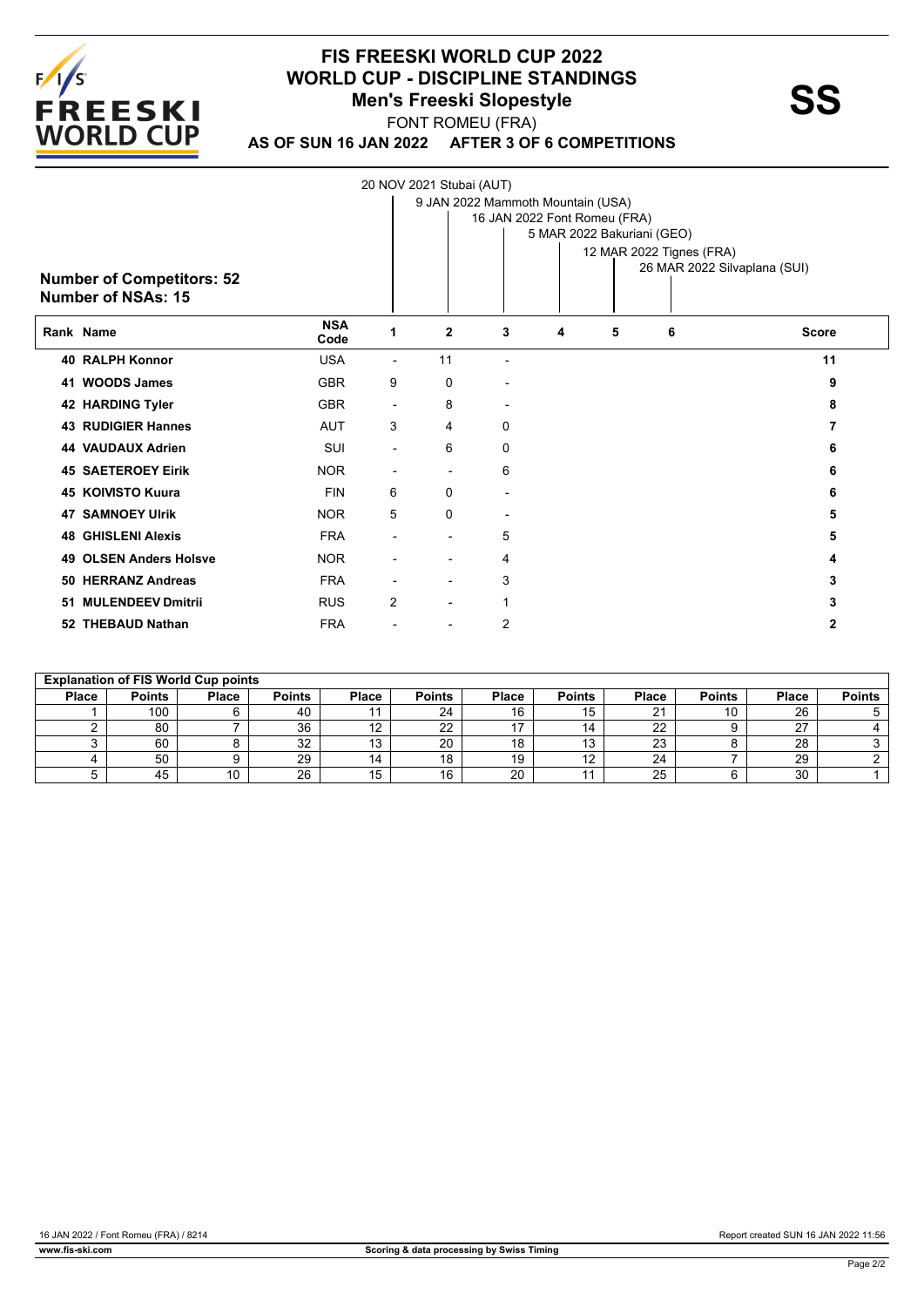# FIS FREESKI WORLD CUP 2022
## WORLD CUP - DISCIPLINE STANDINGS
### Men's Freeski Slopestyle

**SS**

FONT ROMEU (FRA)

**AS OF SUN 16 JAN 2022 AFTER 3 OF 6 COMPETITIONS**

1. 20 NOV 2021 Stubai (AUT)
2. 9 JAN 2022 Mammoth Mountain (USA)
3. 16 JAN 2022 Font Romeu (FRA)
4. 5 MAR 2022 Bakuriani (GEO)
5. 12 MAR 2022 Tignes (FRA)
6. 26 MAR 2022 Silvaplana (SUI)

**Number of Competitors: 52**
**Number of NSAs: 15**

| Rank | Name | NSA Code | 1 | 2 | 3 | 4 | 5 | 6 | Score |
|---|---|---|---|---|---|---|---|---|---|
| 40 | RALPH Konnor | USA | - | 11 | - | | | | 11 |
| 41 | WOODS James | GBR | 9 | 0 | - | | | | 9 |
| 42 | HARDING Tyler | GBR | - | 8 | - | | | | 8 |
| 43 | RUDIGIER Hannes | AUT | 3 | 4 | 0 | | | | 7 |
| 44 | VAUDAUX Adrien | SUI | - | 6 | 0 | | | | 6 |
| 45 | SAETEROEY Eirik | NOR | - | - | 6 | | | | 6 |
| 45 | KOIVISTO Kuura | FIN | 6 | 0 | - | | | | 6 |
| 47 | SAMNOEY Ulrik | NOR | 5 | 0 | - | | | | 5 |
| 48 | GHISLENI Alexis | FRA | - | - | 5 | | | | 5 |
| 49 | OLSEN Anders Holsve | NOR | - | - | 4 | | | | 4 |
| 50 | HERRANZ Andreas | FRA | - | - | 3 | | | | 3 |
| 51 | MULENDEEV Dmitrii | RUS | 2 | - | 1 | | | | 3 |
| 52 | THEBAUD Nathan | FRA | - | - | 2 | | | | 2 |

**Explanation of FIS World Cup points**

| Place | Points | Place | Points | Place | Points | Place | Points | Place | Points | Place | Points |
|---|---|---|---|---|---|---|---|---|---|---|---|
| 1 | 100 | 6 | 40 | 11 | 24 | 16 | 15 | 21 | 10 | 26 | 5 |
| 2 | 80 | 7 | 36 | 12 | 22 | 17 | 14 | 22 | 9 | 27 | 4 |
| 3 | 60 | 8 | 32 | 13 | 20 | 18 | 13 | 23 | 8 | 28 | 3 |
| 4 | 50 | 9 | 29 | 14 | 18 | 19 | 12 | 24 | 7 | 29 | 2 |
| 5 | 45 | 10 | 26 | 15 | 16 | 20 | 11 | 25 | 6 | 30 | 1 |

16 JAN 2022 / Font Romeu (FRA) / 8214

Report created SUN 16 JAN 2022 11:56

www.fis-ski.com

Scoring & data processing by Swiss Timing